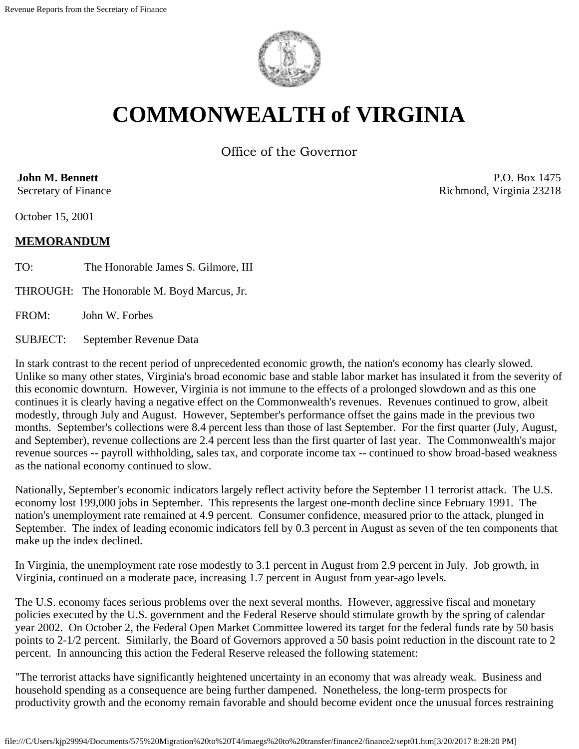# COMMONWEALTH of VIRGINIA

Office of the Governor

**John M. Bennett**
Secretary of Finance

P.O. Box 1475
Richmond, Virginia 23218

October 15, 2001

**MEMORANDUM**

TO: The Honorable James S. Gilmore, III

THROUGH: The Honorable M. Boyd Marcus, Jr.

FROM: John W. Forbes

SUBJECT: September Revenue Data

In stark contrast to the recent period of unprecedented economic growth, the nation's economy has clearly slowed. Unlike so many other states, Virginia's broad economic base and stable labor market has insulated it from the severity of this economic downturn. However, Virginia is not immune to the effects of a prolonged slowdown and as this one continues it is clearly having a negative effect on the Commonwealth's revenues. Revenues continued to grow, albeit modestly, through July and August. However, September's performance offset the gains made in the previous two months. September's collections were 8.4 percent less than those of last September. For the first quarter (July, August, and September), revenue collections are 2.4 percent less than the first quarter of last year. The Commonwealth's major revenue sources -- payroll withholding, sales tax, and corporate income tax -- continued to show broad-based weakness as the national economy continued to slow.

Nationally, September's economic indicators largely reflect activity before the September 11 terrorist attack. The U.S. economy lost 199,000 jobs in September. This represents the largest one-month decline since February 1991. The nation's unemployment rate remained at 4.9 percent. Consumer confidence, measured prior to the attack, plunged in September. The index of leading economic indicators fell by 0.3 percent in August as seven of the ten components that make up the index declined.

In Virginia, the unemployment rate rose modestly to 3.1 percent in August from 2.9 percent in July. Job growth, in Virginia, continued on a moderate pace, increasing 1.7 percent in August from year-ago levels.

The U.S. economy faces serious problems over the next several months. However, aggressive fiscal and monetary policies executed by the U.S. government and the Federal Reserve should stimulate growth by the spring of calendar year 2002. On October 2, the Federal Open Market Committee lowered its target for the federal funds rate by 50 basis points to 2-1/2 percent. Similarly, the Board of Governors approved a 50 basis point reduction in the discount rate to 2 percent. In announcing this action the Federal Reserve released the following statement:

"The terrorist attacks have significantly heightened uncertainty in an economy that was already weak. Business and household spending as a consequence are being further dampened. Nonetheless, the long-term prospects for productivity growth and the economy remain favorable and should become evident once the unusual forces restraining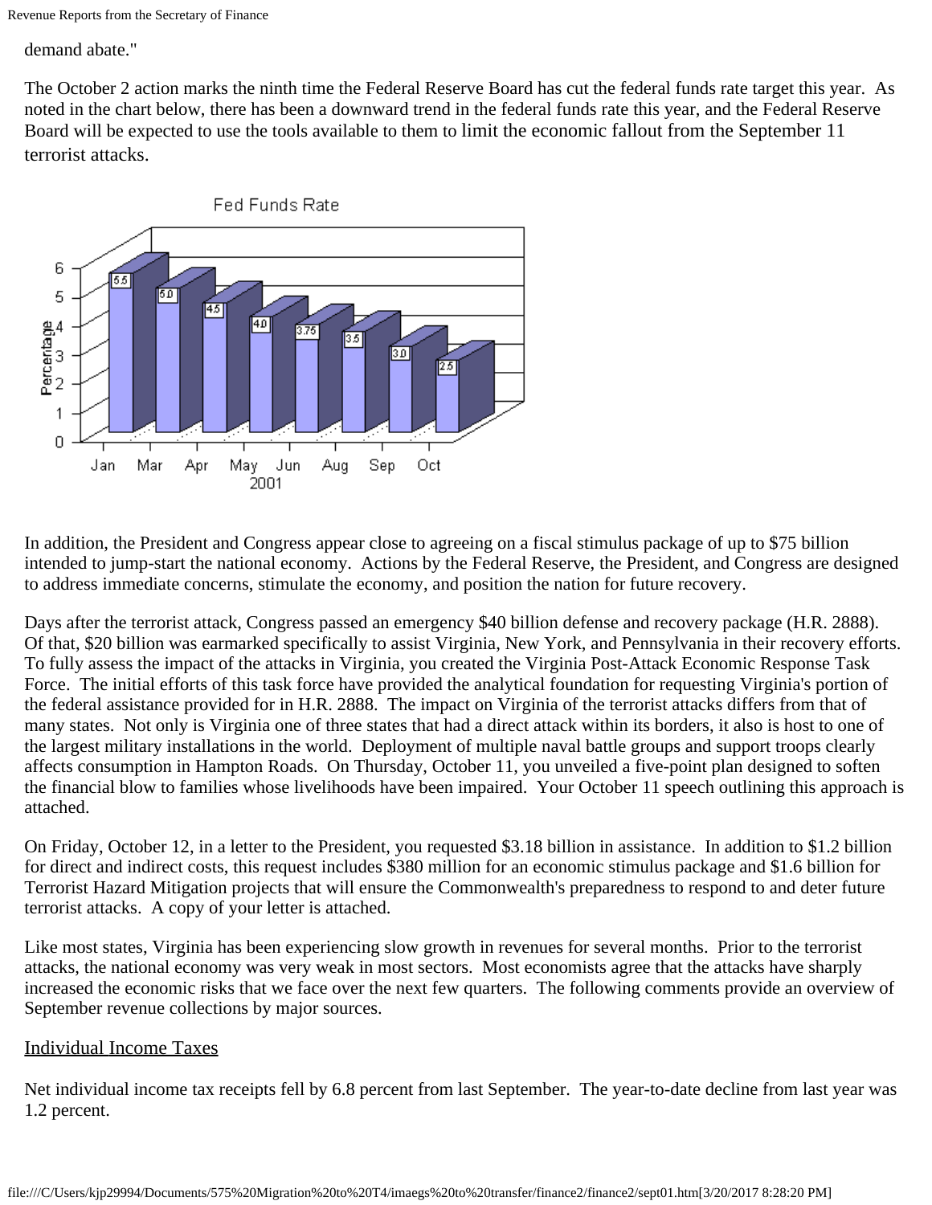demand abate."

The October 2 action marks the ninth time the Federal Reserve Board has cut the federal funds rate target this year. As noted in the chart below, there has been a downward trend in the federal funds rate this year, and the Federal Reserve Board will be expected to use the tools available to them to limit the economic fallout from the September 11 terrorist attacks.

**Fed Funds Rate**

| 2001 | Jan | Mar | Apr | May | Jun | Aug | Sep | Oct |
|---|---|---|---|---|---|---|---|---|
| Percentage | 5.5 | 5.0 | 4.5 | 4.0 | 3.75 | 3.5 | 3.0 | 2.5 |

In addition, the President and Congress appear close to agreeing on a fiscal stimulus package of up to $75 billion intended to jump-start the national economy. Actions by the Federal Reserve, the President, and Congress are designed to address immediate concerns, stimulate the economy, and position the nation for future recovery.

Days after the terrorist attack, Congress passed an emergency $40 billion defense and recovery package (H.R. 2888). Of that, $20 billion was earmarked specifically to assist Virginia, New York, and Pennsylvania in their recovery efforts. To fully assess the impact of the attacks in Virginia, you created the Virginia Post-Attack Economic Response Task Force. The initial efforts of this task force have provided the analytical foundation for requesting Virginia's portion of the federal assistance provided for in H.R. 2888. The impact on Virginia of the terrorist attacks differs from that of many states. Not only is Virginia one of three states that had a direct attack within its borders, it also is host to one of the largest military installations in the world. Deployment of multiple naval battle groups and support troops clearly affects consumption in Hampton Roads. On Thursday, October 11, you unveiled a five-point plan designed to soften the financial blow to families whose livelihoods have been impaired. Your October 11 speech outlining this approach is attached.

On Friday, October 12, in a letter to the President, you requested $3.18 billion in assistance. In addition to $1.2 billion for direct and indirect costs, this request includes $380 million for an economic stimulus package and $1.6 billion for Terrorist Hazard Mitigation projects that will ensure the Commonwealth's preparedness to respond to and deter future terrorist attacks. A copy of your letter is attached.

Like most states, Virginia has been experiencing slow growth in revenues for several months. Prior to the terrorist attacks, the national economy was very weak in most sectors. Most economists agree that the attacks have sharply increased the economic risks that we face over the next few quarters. The following comments provide an overview of September revenue collections by major sources.

## Individual Income Taxes

Net individual income tax receipts fell by 6.8 percent from last September. The year-to-date decline from last year was 1.2 percent.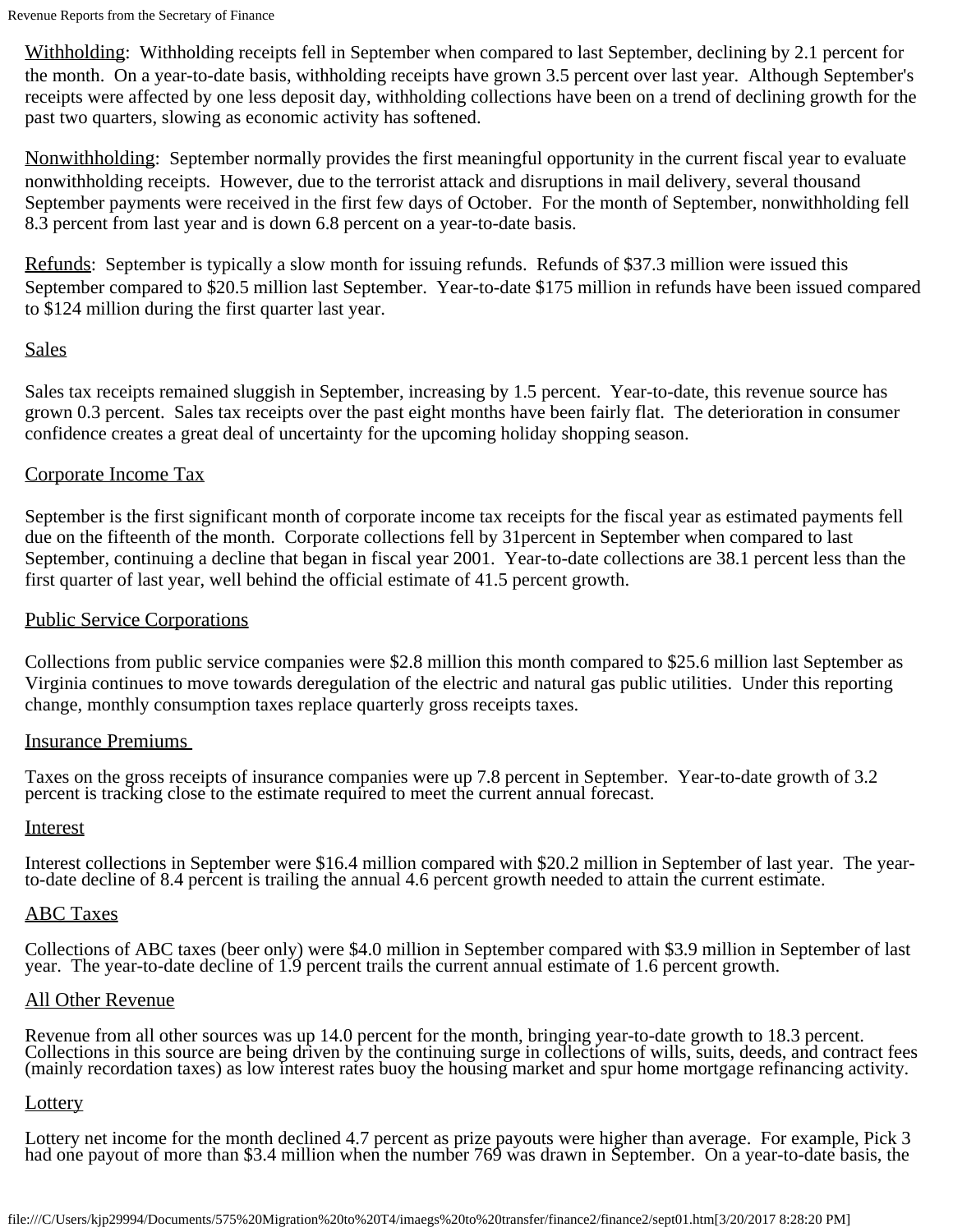Withholding: Withholding receipts fell in September when compared to last September, declining by 2.1 percent for the month. On a year-to-date basis, withholding receipts have grown 3.5 percent over last year. Although September's receipts were affected by one less deposit day, withholding collections have been on a trend of declining growth for the past two quarters, slowing as economic activity has softened.

Nonwithholding: September normally provides the first meaningful opportunity in the current fiscal year to evaluate nonwithholding receipts. However, due to the terrorist attack and disruptions in mail delivery, several thousand September payments were received in the first few days of October. For the month of September, nonwithholding fell 8.3 percent from last year and is down 6.8 percent on a year-to-date basis.

Refunds: September is typically a slow month for issuing refunds. Refunds of $37.3 million were issued this September compared to $20.5 million last September. Year-to-date $175 million in refunds have been issued compared to $124 million during the first quarter last year.

## Sales

Sales tax receipts remained sluggish in September, increasing by 1.5 percent. Year-to-date, this revenue source has grown 0.3 percent. Sales tax receipts over the past eight months have been fairly flat. The deterioration in consumer confidence creates a great deal of uncertainty for the upcoming holiday shopping season.

## Corporate Income Tax

September is the first significant month of corporate income tax receipts for the fiscal year as estimated payments fell due on the fifteenth of the month. Corporate collections fell by 31percent in September when compared to last September, continuing a decline that began in fiscal year 2001. Year-to-date collections are 38.1 percent less than the first quarter of last year, well behind the official estimate of 41.5 percent growth.

## Public Service Corporations

Collections from public service companies were $2.8 million this month compared to $25.6 million last September as Virginia continues to move towards deregulation of the electric and natural gas public utilities. Under this reporting change, monthly consumption taxes replace quarterly gross receipts taxes.

## Insurance Premiums

Taxes on the gross receipts of insurance companies were up 7.8 percent in September. Year-to-date growth of 3.2 percent is tracking close to the estimate required to meet the current annual forecast.

## Interest

Interest collections in September were $16.4 million compared with $20.2 million in September of last year. The year-to-date decline of 8.4 percent is trailing the annual 4.6 percent growth needed to attain the current estimate.

## ABC Taxes

Collections of ABC taxes (beer only) were $4.0 million in September compared with $3.9 million in September of last year. The year-to-date decline of 1.9 percent trails the current annual estimate of 1.6 percent growth.

## All Other Revenue

Revenue from all other sources was up 14.0 percent for the month, bringing year-to-date growth to 18.3 percent. Collections in this source are being driven by the continuing surge in collections of wills, suits, deeds, and contract fees (mainly recordation taxes) as low interest rates buoy the housing market and spur home mortgage refinancing activity.

## Lottery

Lottery net income for the month declined 4.7 percent as prize payouts were higher than average. For example, Pick 3 had one payout of more than $3.4 million when the number 769 was drawn in September. On a year-to-date basis, the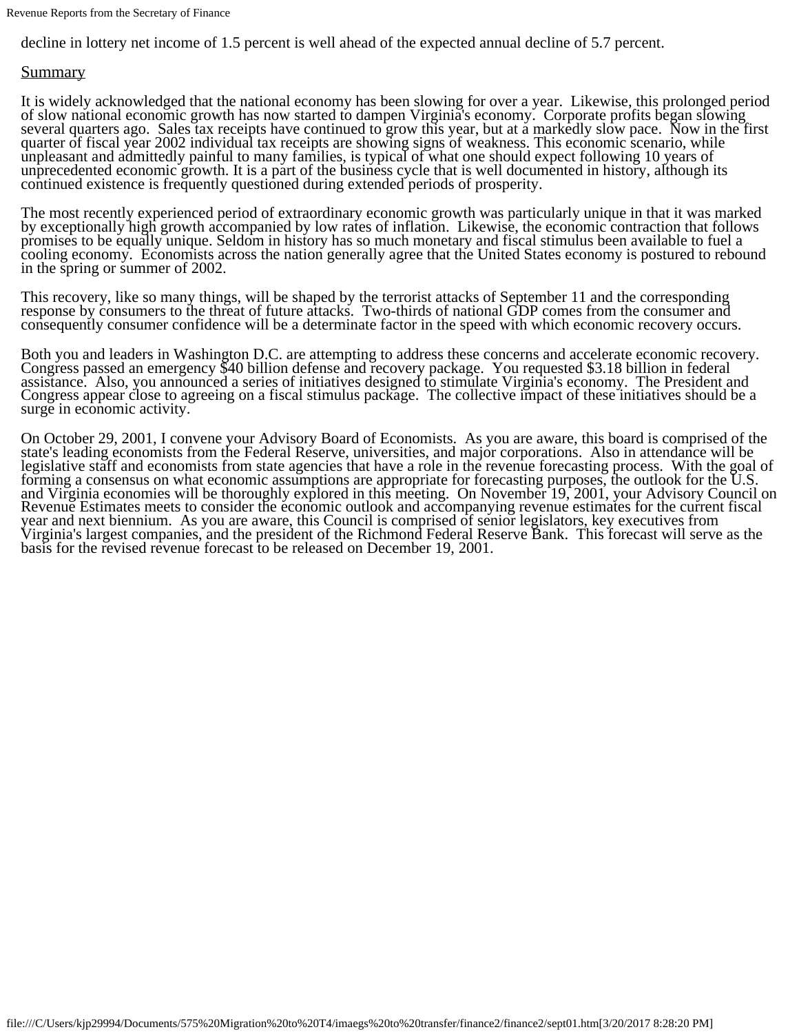decline in lottery net income of 1.5 percent is well ahead of the expected annual decline of 5.7 percent.

Summary

It is widely acknowledged that the national economy has been slowing for over a year. Likewise, this prolonged period of slow national economic growth has now started to dampen Virginia's economy. Corporate profits began slowing several quarters ago. Sales tax receipts have continued to grow this year, but at a markedly slow pace. Now in the first quarter of fiscal year 2002 individual tax receipts are showing signs of weakness. This economic scenario, while unpleasant and admittedly painful to many families, is typical of what one should expect following 10 years of unprecedented economic growth. It is a part of the business cycle that is well documented in history, although its continued existence is frequently questioned during extended periods of prosperity.

The most recently experienced period of extraordinary economic growth was particularly unique in that it was marked by exceptionally high growth accompanied by low rates of inflation. Likewise, the economic contraction that follows promises to be equally unique. Seldom in history has so much monetary and fiscal stimulus been available to fuel a cooling economy. Economists across the nation generally agree that the United States economy is postured to rebound in the spring or summer of 2002.

This recovery, like so many things, will be shaped by the terrorist attacks of September 11 and the corresponding response by consumers to the threat of future attacks. Two-thirds of national GDP comes from the consumer and consequently consumer confidence will be a determinate factor in the speed with which economic recovery occurs.

Both you and leaders in Washington D.C. are attempting to address these concerns and accelerate economic recovery. Congress passed an emergency $40 billion defense and recovery package. You requested $3.18 billion in federal assistance. Also, you announced a series of initiatives designed to stimulate Virginia's economy. The President and Congress appear close to agreeing on a fiscal stimulus package. The collective impact of these initiatives should be a surge in economic activity.

On October 29, 2001, I convene your Advisory Board of Economists. As you are aware, this board is comprised of the state's leading economists from the Federal Reserve, universities, and major corporations. Also in attendance will be legislative staff and economists from state agencies that have a role in the revenue forecasting process. With the goal of forming a consensus on what economic assumptions are appropriate for forecasting purposes, the outlook for the U.S. and Virginia economies will be thoroughly explored in this meeting. On November 19, 2001, your Advisory Council on Revenue Estimates meets to consider the economic outlook and accompanying revenue estimates for the current fiscal year and next biennium. As you are aware, this Council is comprised of senior legislators, key executives from Virginia's largest companies, and the president of the Richmond Federal Reserve Bank. This forecast will serve as the basis for the revised revenue forecast to be released on December 19, 2001.